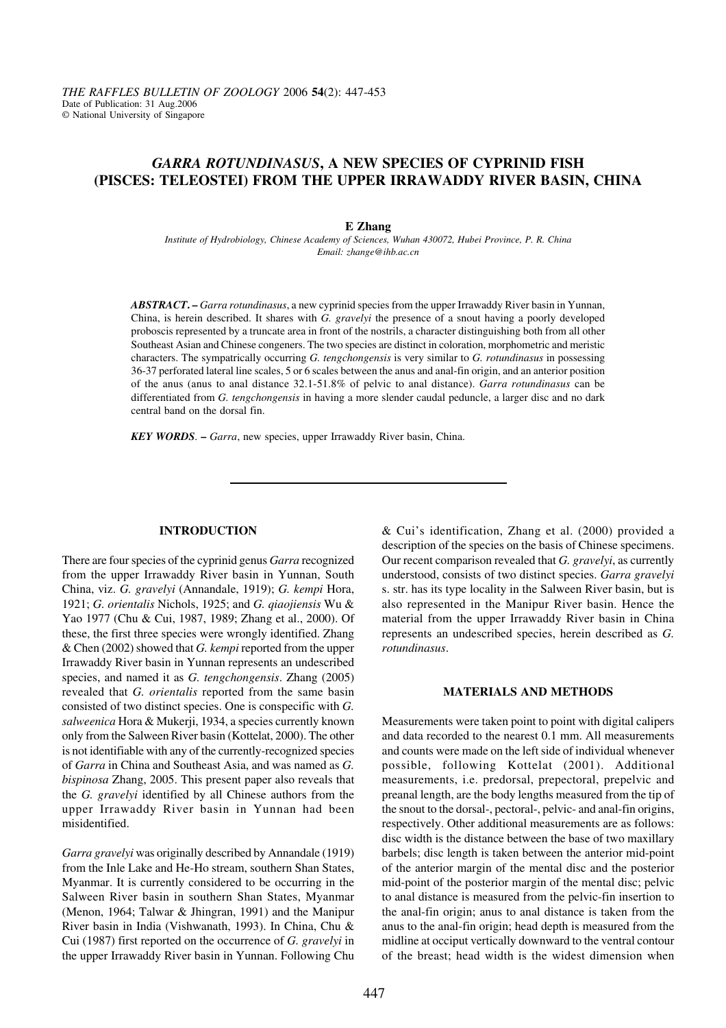# *GARRA ROTUNDINASUS*, A NEW SPECIES OF CYPRINID FISH (PISCES: TELEOSTEI) FROM THE UPPER IRRAWADDY RIVER BASIN, CHINA

**E Zhang**

*Institute of Hydrobiology, Chinese Academy of Sciences, Wuhan 430072, Hubei Province, P. R. China*
*Email: zhange@ihb.ac.cn*

***ABSTRACT. –*** *Garra rotundinasus*, a new cyprinid species from the upper Irrawaddy River basin in Yunnan, China, is herein described. It shares with *G. gravelyi* the presence of a snout having a poorly developed proboscis represented by a truncate area in front of the nostrils, a character distinguishing both from all other Southeast Asian and Chinese congeners. The two species are distinct in coloration, morphometric and meristic characters. The sympatrically occurring *G. tengchongensis* is very similar to *G. rotundinasus* in possessing 36-37 perforated lateral line scales, 5 or 6 scales between the anus and anal-fin origin, and an anterior position of the anus (anus to anal distance 32.1-51.8% of pelvic to anal distance). *Garra rotundinasus* can be differentiated from *G. tengchongensis* in having a more slender caudal peduncle, a larger disc and no dark central band on the dorsal fin.

***KEY WORDS***. *–* *Garra*, new species, upper Irrawaddy River basin, China.

## INTRODUCTION

There are four species of the cyprinid genus *Garra* recognized from the upper Irrawaddy River basin in Yunnan, South China, viz. *G. gravelyi* (Annandale, 1919); *G. kempi* Hora, 1921; *G. orientalis* Nichols, 1925; and *G. qiaojiensis* Wu & Yao 1977 (Chu & Cui, 1987, 1989; Zhang et al., 2000). Of these, the first three species were wrongly identified. Zhang & Chen (2002) showed that *G. kempi* reported from the upper Irrawaddy River basin in Yunnan represents an undescribed species, and named it as *G. tengchongensis*. Zhang (2005) revealed that *G. orientalis* reported from the same basin consisted of two distinct species. One is conspecific with *G. salweenica* Hora & Mukerji, 1934, a species currently known only from the Salween River basin (Kottelat, 2000). The other is not identifiable with any of the currently-recognized species of *Garra* in China and Southeast Asia, and was named as *G. bispinosa* Zhang, 2005. This present paper also reveals that the *G. gravelyi* identified by all Chinese authors from the upper Irrawaddy River basin in Yunnan had been misidentified.

*Garra gravelyi* was originally described by Annandale (1919) from the Inle Lake and He-Ho stream, southern Shan States, Myanmar. It is currently considered to be occurring in the Salween River basin in southern Shan States, Myanmar (Menon, 1964; Talwar & Jhingran, 1991) and the Manipur River basin in India (Vishwanath, 1993). In China, Chu & Cui (1987) first reported on the occurrence of *G. gravelyi* in the upper Irrawaddy River basin in Yunnan. Following Chu & Cui's identification, Zhang et al. (2000) provided a description of the species on the basis of Chinese specimens. Our recent comparison revealed that *G. gravelyi*, as currently understood, consists of two distinct species. *Garra gravelyi* s. str. has its type locality in the Salween River basin, but is also represented in the Manipur River basin. Hence the material from the upper Irrawaddy River basin in China represents an undescribed species, herein described as *G. rotundinasus*.

## MATERIALS AND METHODS

Measurements were taken point to point with digital calipers and data recorded to the nearest 0.1 mm. All measurements and counts were made on the left side of individual whenever possible, following Kottelat (2001). Additional measurements, i.e. predorsal, prepectoral, prepelvic and preanal length, are the body lengths measured from the tip of the snout to the dorsal-, pectoral-, pelvic- and anal-fin origins, respectively. Other additional measurements are as follows: disc width is the distance between the base of two maxillary barbels; disc length is taken between the anterior mid-point of the anterior margin of the mental disc and the posterior mid-point of the posterior margin of the mental disc; pelvic to anal distance is measured from the pelvic-fin insertion to the anal-fin origin; anus to anal distance is taken from the anus to the anal-fin origin; head depth is measured from the midline at occiput vertically downward to the ventral contour of the breast; head width is the widest dimension when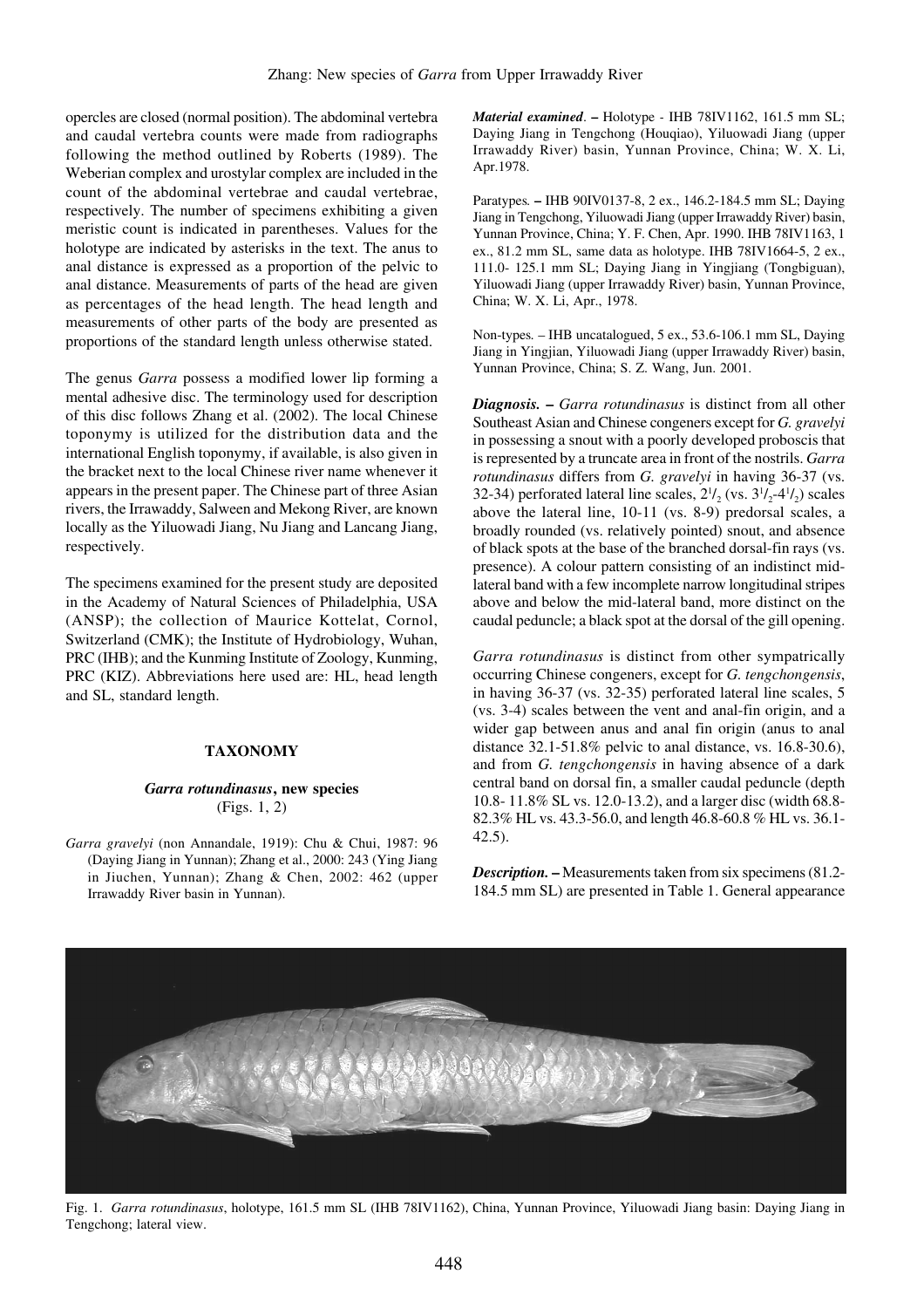opercles are closed (normal position). The abdominal vertebra and caudal vertebra counts were made from radiographs following the method outlined by Roberts (1989). The Weberian complex and urostylar complex are included in the count of the abdominal vertebrae and caudal vertebrae, respectively. The number of specimens exhibiting a given meristic count is indicated in parentheses. Values for the holotype are indicated by asterisks in the text. The anus to anal distance is expressed as a proportion of the pelvic to anal distance. Measurements of parts of the head are given as percentages of the head length. The head length and measurements of other parts of the body are presented as proportions of the standard length unless otherwise stated.

The genus *Garra* possess a modified lower lip forming a mental adhesive disc. The terminology used for description of this disc follows Zhang et al. (2002). The local Chinese toponymy is utilized for the distribution data and the international English toponymy, if available, is also given in the bracket next to the local Chinese river name whenever it appears in the present paper. The Chinese part of three Asian rivers, the Irrawaddy, Salween and Mekong River, are known locally as the Yiluowadi Jiang, Nu Jiang and Lancang Jiang, respectively.

The specimens examined for the present study are deposited in the Academy of Natural Sciences of Philadelphia, USA (ANSP); the collection of Maurice Kottelat, Cornol, Switzerland (CMK); the Institute of Hydrobiology, Wuhan, PRC (IHB); and the Kunming Institute of Zoology, Kunming, PRC (KIZ). Abbreviations here used are: HL, head length and SL, standard length.

## TAXONOMY

### *Garra rotundinasus*, new species
(Figs. 1, 2)

*Garra gravelyi* (non Annandale, 1919): Chu & Chui, 1987: 96 (Daying Jiang in Yunnan); Zhang et al., 2000: 243 (Ying Jiang in Jiuchen, Yunnan); Zhang & Chen, 2002: 462 (upper Irrawaddy River basin in Yunnan).

***Material examined***. – Holotype - IHB 78IV1162, 161.5 mm SL; Daying Jiang in Tengchong (Houqiao), Yiluowadi Jiang (upper Irrawaddy River) basin, Yunnan Province, China; W. X. Li, Apr.1978.

Paratypes. – IHB 90IV0137-8, 2 ex., 146.2-184.5 mm SL; Daying Jiang in Tengchong, Yiluowadi Jiang (upper Irrawaddy River) basin, Yunnan Province, China; Y. F. Chen, Apr. 1990. IHB 78IV1163, 1 ex., 81.2 mm SL, same data as holotype. IHB 78IV1664-5, 2 ex., 111.0- 125.1 mm SL; Daying Jiang in Yingjiang (Tongbiguan), Yiluowadi Jiang (upper Irrawaddy River) basin, Yunnan Province, China; W. X. Li, Apr., 1978.

Non-types. – IHB uncatalogued, 5 ex., 53.6-106.1 mm SL, Daying Jiang in Yingjian, Yiluowadi Jiang (upper Irrawaddy River) basin, Yunnan Province, China; S. Z. Wang, Jun. 2001.

***Diagnosis.*** – *Garra rotundinasus* is distinct from all other Southeast Asian and Chinese congeners except for *G. gravelyi* in possessing a snout with a poorly developed proboscis that is represented by a truncate area in front of the nostrils. *Garra rotundinasus* differs from *G. gravelyi* in having 36-37 (vs. 32-34) perforated lateral line scales, $2^1/_2$ (vs. $3^1/_2$-$4^1/_2$) scales above the lateral line, 10-11 (vs. 8-9) predorsal scales, a broadly rounded (vs. relatively pointed) snout, and absence of black spots at the base of the branched dorsal-fin rays (vs. presence). A colour pattern consisting of an indistinct mid-lateral band with a few incomplete narrow longitudinal stripes above and below the mid-lateral band, more distinct on the caudal peduncle; a black spot at the dorsal of the gill opening.

*Garra rotundinasus* is distinct from other sympatrically occurring Chinese congeners, except for *G. tengchongensis*, in having 36-37 (vs. 32-35) perforated lateral line scales, 5 (vs. 3-4) scales between the vent and anal-fin origin, and a wider gap between anus and anal fin origin (anus to anal distance 32.1-51.8% pelvic to anal distance, vs. 16.8-30.6), and from *G. tengchongensis* in having absence of a dark central band on dorsal fin, a smaller caudal peduncle (depth 10.8- 11.8% SL vs. 12.0-13.2), and a larger disc (width 68.8-82.3% HL vs. 43.3-56.0, and length 46.8-60.8 % HL vs. 36.1-42.5).

***Description.*** – Measurements taken from six specimens (81.2-184.5 mm SL) are presented in Table 1. General appearance

Fig. 1. *Garra rotundinasus*, holotype, 161.5 mm SL (IHB 78IV1162), China, Yunnan Province, Yiluowadi Jiang basin: Daying Jiang in Tengchong; lateral view.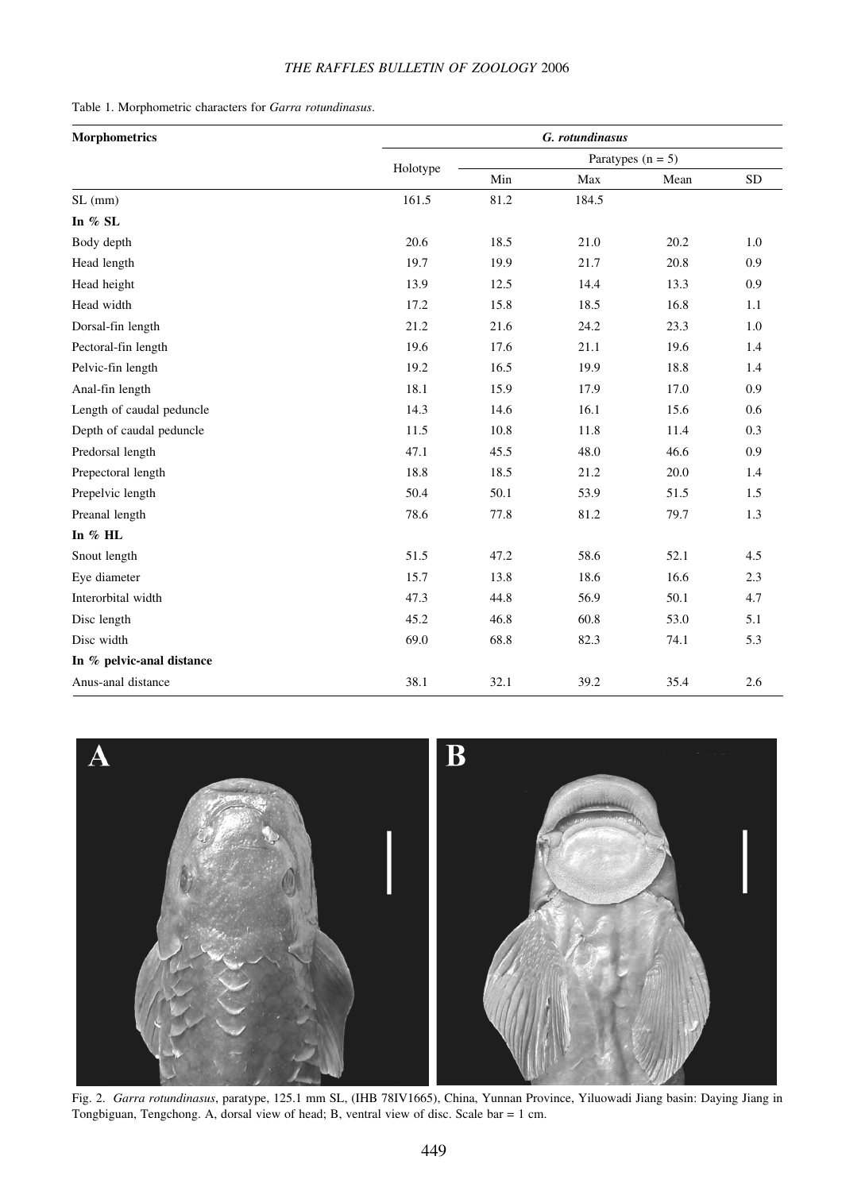Table 1. Morphometric characters for *Garra rotundinasus*.

| Morphometrics | *G. rotundinasus* | | | | |
|---|---|---|---|---|---|
| | Holotype | Paratypes (n = 5) | | | |
| | | Min | Max | Mean | SD |
| SL (mm) | 161.5 | 81.2 | 184.5 | | |
| **In % SL** | | | | | |
| Body depth | 20.6 | 18.5 | 21.0 | 20.2 | 1.0 |
| Head length | 19.7 | 19.9 | 21.7 | 20.8 | 0.9 |
| Head height | 13.9 | 12.5 | 14.4 | 13.3 | 0.9 |
| Head width | 17.2 | 15.8 | 18.5 | 16.8 | 1.1 |
| Dorsal-fin length | 21.2 | 21.6 | 24.2 | 23.3 | 1.0 |
| Pectoral-fin length | 19.6 | 17.6 | 21.1 | 19.6 | 1.4 |
| Pelvic-fin length | 19.2 | 16.5 | 19.9 | 18.8 | 1.4 |
| Anal-fin length | 18.1 | 15.9 | 17.9 | 17.0 | 0.9 |
| Length of caudal peduncle | 14.3 | 14.6 | 16.1 | 15.6 | 0.6 |
| Depth of caudal peduncle | 11.5 | 10.8 | 11.8 | 11.4 | 0.3 |
| Predorsal length | 47.1 | 45.5 | 48.0 | 46.6 | 0.9 |
| Prepectoral length | 18.8 | 18.5 | 21.2 | 20.0 | 1.4 |
| Prepelvic length | 50.4 | 50.1 | 53.9 | 51.5 | 1.5 |
| Preanal length | 78.6 | 77.8 | 81.2 | 79.7 | 1.3 |
| **In % HL** | | | | | |
| Snout length | 51.5 | 47.2 | 58.6 | 52.1 | 4.5 |
| Eye diameter | 15.7 | 13.8 | 18.6 | 16.6 | 2.3 |
| Interorbital width | 47.3 | 44.8 | 56.9 | 50.1 | 4.7 |
| Disc length | 45.2 | 46.8 | 60.8 | 53.0 | 5.1 |
| Disc width | 69.0 | 68.8 | 82.3 | 74.1 | 5.3 |
| **In % pelvic-anal distance** | | | | | |
| Anus-anal distance | 38.1 | 32.1 | 39.2 | 35.4 | 2.6 |

Fig. 2. *Garra rotundinasus*, paratype, 125.1 mm SL, (IHB 78IV1665), China, Yunnan Province, Yiluowadi Jiang basin: Daying Jiang in Tongbiguan, Tengchong. A, dorsal view of head; B, ventral view of disc. Scale bar = 1 cm.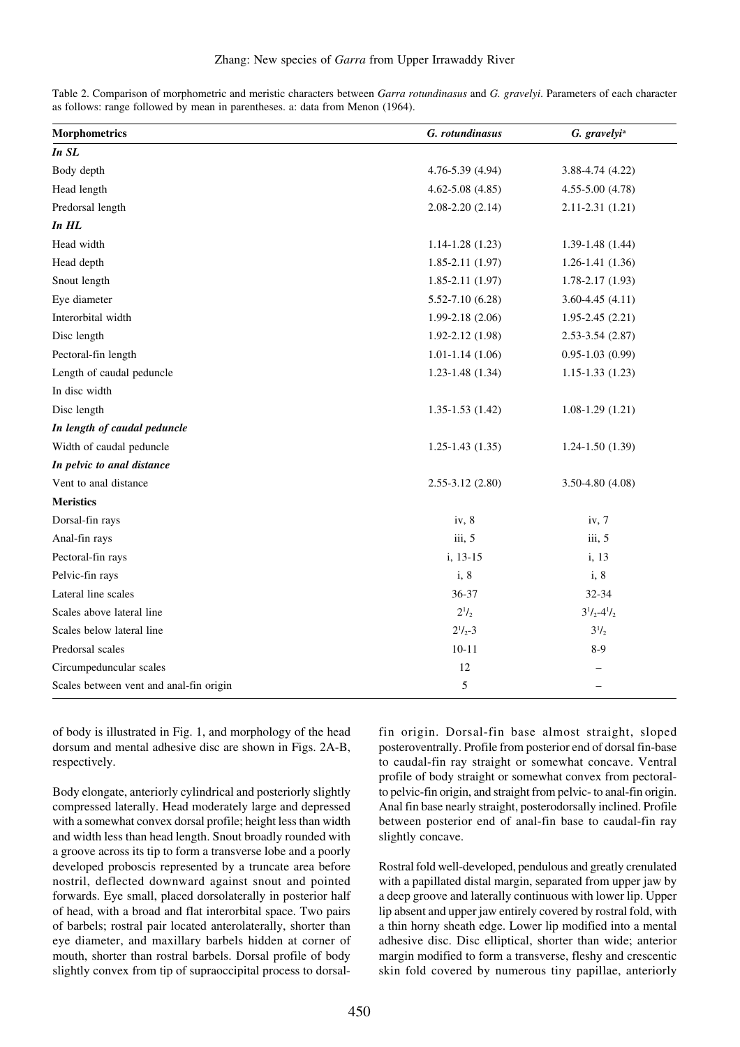Table 2. Comparison of morphometric and meristic characters between *Garra rotundinasus* and *G. gravelyi*. Parameters of each character as follows: range followed by mean in parentheses. a: data from Menon (1964).

| Morphometrics | *G. rotundinasus* | *G. gravelyi*[a] |
|---|---|---|
| ***In SL*** | | |
| Body depth | 4.76-5.39 (4.94) | 3.88-4.74 (4.22) |
| Head length | 4.62-5.08 (4.85) | 4.55-5.00 (4.78) |
| Predorsal length | 2.08-2.20 (2.14) | 2.11-2.31 (1.21) |
| ***In HL*** | | |
| Head width | 1.14-1.28 (1.23) | 1.39-1.48 (1.44) |
| Head depth | 1.85-2.11 (1.97) | 1.26-1.41 (1.36) |
| Snout length | 1.85-2.11 (1.97) | 1.78-2.17 (1.93) |
| Eye diameter | 5.52-7.10 (6.28) | 3.60-4.45 (4.11) |
| Interorbital width | 1.99-2.18 (2.06) | 1.95-2.45 (2.21) |
| Disc length | 1.92-2.12 (1.98) | 2.53-3.54 (2.87) |
| Pectoral-fin length | 1.01-1.14 (1.06) | 0.95-1.03 (0.99) |
| Length of caudal peduncle | 1.23-1.48 (1.34) | 1.15-1.33 (1.23) |
| In disc width | | |
| Disc length | 1.35-1.53 (1.42) | 1.08-1.29 (1.21) |
| ***In length of caudal peduncle*** | | |
| Width of caudal peduncle | 1.25-1.43 (1.35) | 1.24-1.50 (1.39) |
| ***In pelvic to anal distance*** | | |
| Vent to anal distance | 2.55-3.12 (2.80) | 3.50-4.80 (4.08) |
| **Meristics** | | |
| Dorsal-fin rays | iv, 8 | iv, 7 |
| Anal-fin rays | iii, 5 | iii, 5 |
| Pectoral-fin rays | i, 13-15 | i, 13 |
| Pelvic-fin rays | i, 8 | i, 8 |
| Lateral line scales | 36-37 | 32-34 |
| Scales above lateral line | $2^1/_2$ | $3^1/_2$-$4^1/_2$ |
| Scales below lateral line | $2^1/_2$-3 | $3^1/_2$ |
| Predorsal scales | 10-11 | 8-9 |
| Circumpeduncular scales | 12 | – |
| Scales between vent and anal-fin origin | 5 | – |

of body is illustrated in Fig. 1, and morphology of the head dorsum and mental adhesive disc are shown in Figs. 2A-B, respectively.

Body elongate, anteriorly cylindrical and posteriorly slightly compressed laterally. Head moderately large and depressed with a somewhat convex dorsal profile; height less than width and width less than head length. Snout broadly rounded with a groove across its tip to form a transverse lobe and a poorly developed proboscis represented by a truncate area before nostril, deflected downward against snout and pointed forwards. Eye small, placed dorsolaterally in posterior half of head, with a broad and flat interorbital space. Two pairs of barbels; rostral pair located anterolaterally, shorter than eye diameter, and maxillary barbels hidden at corner of mouth, shorter than rostral barbels. Dorsal profile of body slightly convex from tip of supraoccipital process to dorsal-fin origin. Dorsal-fin base almost straight, sloped posteroventrally. Profile from posterior end of dorsal fin-base to caudal-fin ray straight or somewhat concave. Ventral profile of body straight or somewhat convex from pectoral- to pelvic-fin origin, and straight from pelvic- to anal-fin origin. Anal fin base nearly straight, posterodorsally inclined. Profile between posterior end of anal-fin base to caudal-fin ray slightly concave.

Rostral fold well-developed, pendulous and greatly crenulated with a papillated distal margin, separated from upper jaw by a deep groove and laterally continuous with lower lip. Upper lip absent and upper jaw entirely covered by rostral fold, with a thin horny sheath edge. Lower lip modified into a mental adhesive disc. Disc elliptical, shorter than wide; anterior margin modified to form a transverse, fleshy and crescentic skin fold covered by numerous tiny papillae, anteriorly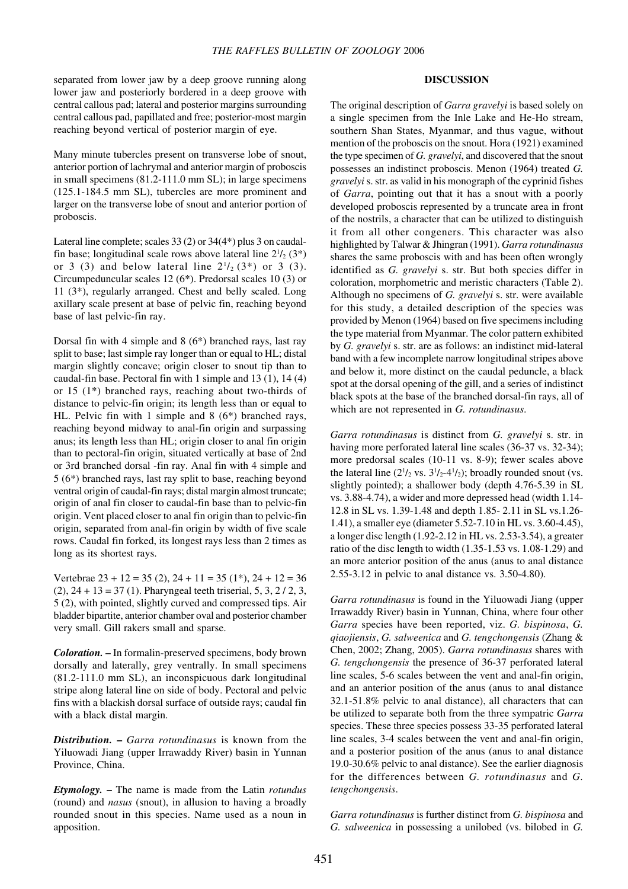separated from lower jaw by a deep groove running along lower jaw and posteriorly bordered in a deep groove with central callous pad; lateral and posterior margins surrounding central callous pad, papillated and free; posterior-most margin reaching beyond vertical of posterior margin of eye.

Many minute tubercles present on transverse lobe of snout, anterior portion of lachrymal and anterior margin of proboscis in small specimens (81.2-111.0 mm SL); in large specimens (125.1-184.5 mm SL), tubercles are more prominent and larger on the transverse lobe of snout and anterior portion of proboscis.

Lateral line complete; scales 33 (2) or 34(4*) plus 3 on caudal-fin base; longitudinal scale rows above lateral line $2^1/_2$ (3*) or 3 (3) and below lateral line $2^1/_2$ (3*) or 3 (3). Circumpeduncular scales 12 (6*). Predorsal scales 10 (3) or 11 (3*), regularly arranged. Chest and belly scaled. Long axillary scale present at base of pelvic fin, reaching beyond base of last pelvic-fin ray.

Dorsal fin with 4 simple and 8 (6*) branched rays, last ray split to base; last simple ray longer than or equal to HL; distal margin slightly concave; origin closer to snout tip than to caudal-fin base. Pectoral fin with 1 simple and 13 (1), 14 (4) or 15 (1*) branched rays, reaching about two-thirds of distance to pelvic-fin origin; its length less than or equal to HL. Pelvic fin with 1 simple and 8 (6*) branched rays, reaching beyond midway to anal-fin origin and surpassing anus; its length less than HL; origin closer to anal fin origin than to pectoral-fin origin, situated vertically at base of 2nd or 3rd branched dorsal -fin ray. Anal fin with 4 simple and 5 (6*) branched rays, last ray split to base, reaching beyond ventral origin of caudal-fin rays; distal margin almost truncate; origin of anal fin closer to caudal-fin base than to pelvic-fin origin. Vent placed closer to anal fin origin than to pelvic-fin origin, separated from anal-fin origin by width of five scale rows. Caudal fin forked, its longest rays less than 2 times as long as its shortest rays.

Vertebrae 23 + 12 = 35 (2), 24 + 11 = 35 (1*), 24 + 12 = 36 (2), 24 + 13 = 37 (1). Pharyngeal teeth triserial, 5, 3, 2 / 2, 3, 5 (2), with pointed, slightly curved and compressed tips. Air bladder bipartite, anterior chamber oval and posterior chamber very small. Gill rakers small and sparse.

***Coloration.*** **–** In formalin-preserved specimens, body brown dorsally and laterally, grey ventrally. In small specimens (81.2-111.0 mm SL), an inconspicuous dark longitudinal stripe along lateral line on side of body. Pectoral and pelvic fins with a blackish dorsal surface of outside rays; caudal fin with a black distal margin.

***Distribution.*** **–** *Garra rotundinasus* is known from the Yiluowadi Jiang (upper Irrawaddy River) basin in Yunnan Province, China.

***Etymology.*** **–** The name is made from the Latin *rotundus* (round) and *nasus* (snout), in allusion to having a broadly rounded snout in this species. Name used as a noun in apposition.

## DISCUSSION

The original description of *Garra gravelyi* is based solely on a single specimen from the Inle Lake and He-Ho stream, southern Shan States, Myanmar, and thus vague, without mention of the proboscis on the snout. Hora (1921) examined the type specimen of *G. gravelyi*, and discovered that the snout possesses an indistinct proboscis. Menon (1964) treated *G. gravelyi* s. str. as valid in his monograph of the cyprinid fishes of *Garra*, pointing out that it has a snout with a poorly developed proboscis represented by a truncate area in front of the nostrils, a character that can be utilized to distinguish it from all other congeners. This character was also highlighted by Talwar & Jhingran (1991). *Garra rotundinasus* shares the same proboscis with and has been often wrongly identified as *G. gravelyi* s. str. But both species differ in coloration, morphometric and meristic characters (Table 2). Although no specimens of *G. gravelyi* s. str. were available for this study, a detailed description of the species was provided by Menon (1964) based on five specimens including the type material from Myanmar. The color pattern exhibited by *G. gravelyi* s. str. are as follows: an indistinct mid-lateral band with a few incomplete narrow longitudinal stripes above and below it, more distinct on the caudal peduncle, a black spot at the dorsal opening of the gill, and a series of indistinct black spots at the base of the branched dorsal-fin rays, all of which are not represented in *G. rotundinasus*.

*Garra rotundinasus* is distinct from *G. gravelyi* s. str. in having more perforated lateral line scales (36-37 vs. 32-34); more predorsal scales (10-11 vs. 8-9); fewer scales above the lateral line ($2^1/_2$ vs. $3^1/_2$-$4^1/_2$); broadly rounded snout (vs. slightly pointed); a shallower body (depth 4.76-5.39 in SL vs. 3.88-4.74), a wider and more depressed head (width 1.14-12.8 in SL vs. 1.39-1.48 and depth 1.85- 2.11 in SL vs.1.26-1.41), a smaller eye (diameter 5.52-7.10 in HL vs. 3.60-4.45), a longer disc length (1.92-2.12 in HL vs. 2.53-3.54), a greater ratio of the disc length to width (1.35-1.53 vs. 1.08-1.29) and an more anterior position of the anus (anus to anal distance 2.55-3.12 in pelvic to anal distance vs. 3.50-4.80).

*Garra rotundinasus* is found in the Yiluowadi Jiang (upper Irrawaddy River) basin in Yunnan, China, where four other *Garra* species have been reported, viz. *G. bispinosa*, *G. qiaojiensis*, *G. salweenica* and *G. tengchongensis* (Zhang & Chen, 2002; Zhang, 2005). *Garra rotundinasus* shares with *G. tengchongensis* the presence of 36-37 perforated lateral line scales, 5-6 scales between the vent and anal-fin origin, and an anterior position of the anus (anus to anal distance 32.1-51.8% pelvic to anal distance), all characters that can be utilized to separate both from the three sympatric *Garra* species. These three species possess 33-35 perforated lateral line scales, 3-4 scales between the vent and anal-fin origin, and a posterior position of the anus (anus to anal distance 19.0-30.6% pelvic to anal distance). See the earlier diagnosis for the differences between *G. rotundinasus* and *G. tengchongensis*.

*Garra rotundinasus* is further distinct from *G. bispinosa* and *G. salweenica* in possessing a unilobed (vs. bilobed in *G.*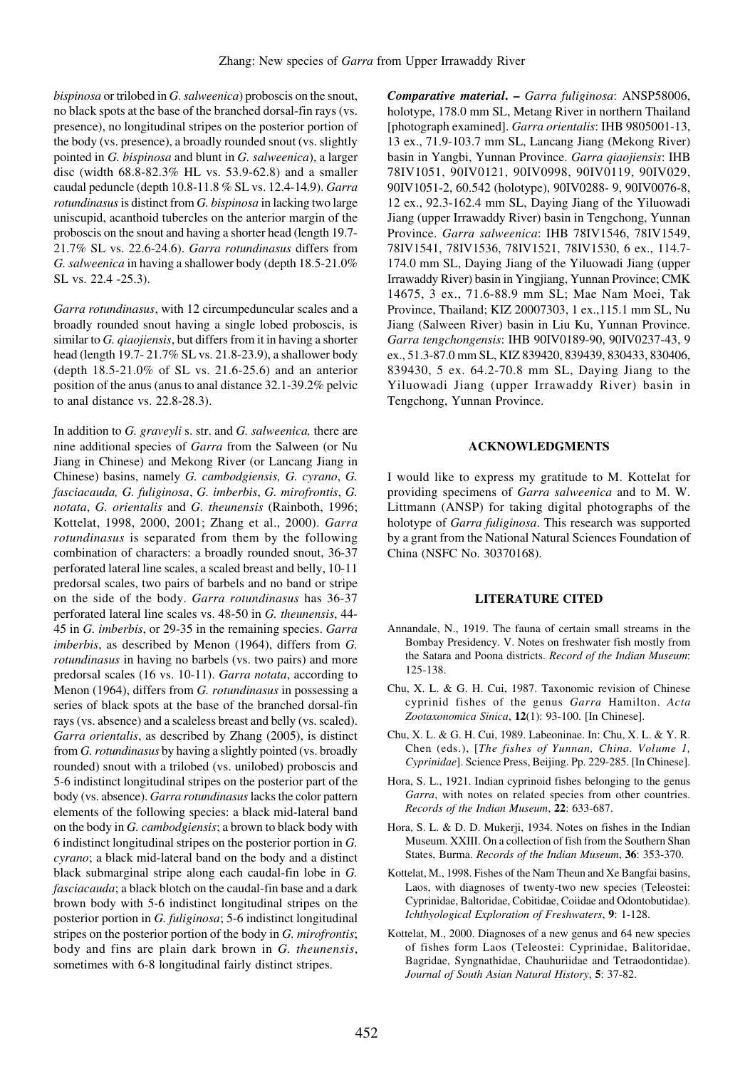*bispinosa* or trilobed in *G. salweenica*) proboscis on the snout, no black spots at the base of the branched dorsal-fin rays (vs. presence), no longitudinal stripes on the posterior portion of the body (vs. presence), a broadly rounded snout (vs. slightly pointed in *G. bispinosa* and blunt in *G. salweenica*), a larger disc (width 68.8-82.3% HL vs. 53.9-62.8) and a smaller caudal peduncle (depth 10.8-11.8 % SL vs. 12.4-14.9). *Garra rotundinasus* is distinct from *G. bispinosa* in lacking two large uniscupid, acanthoid tubercles on the anterior margin of the proboscis on the snout and having a shorter head (length 19.7-21.7% SL vs. 22.6-24.6). *Garra rotundinasus* differs from *G. salweenica* in having a shallower body (depth 18.5-21.0% SL vs. 22.4 -25.3).

*Garra rotundinasus*, with 12 circumpeduncular scales and a broadly rounded snout having a single lobed proboscis, is similar to *G. qiaojiensis*, but differs from it in having a shorter head (length 19.7- 21.7% SL vs. 21.8-23.9), a shallower body (depth 18.5-21.0% of SL vs. 21.6-25.6) and an anterior position of the anus (anus to anal distance 32.1-39.2% pelvic to anal distance vs. 22.8-28.3).

In addition to *G. graveyli* s. str. and *G. salweenica,* there are nine additional species of *Garra* from the Salween (or Nu Jiang in Chinese) and Mekong River (or Lancang Jiang in Chinese) basins, namely *G. cambodgiensis, G. cyrano*, *G. fasciacauda, G. fuliginosa*, *G. imberbis*, *G. mirofrontis*, *G. notata*, *G. orientalis* and *G. theunensis* (Rainboth, 1996; Kottelat, 1998, 2000, 2001; Zhang et al., 2000). *Garra rotundinasus* is separated from them by the following combination of characters: a broadly rounded snout, 36-37 perforated lateral line scales, a scaled breast and belly, 10-11 predorsal scales, two pairs of barbels and no band or stripe on the side of the body. *Garra rotundinasus* has 36-37 perforated lateral line scales vs. 48-50 in *G. theunensis*, 44-45 in *G. imberbis*, or 29-35 in the remaining species. *Garra imberbis*, as described by Menon (1964), differs from *G. rotundinasus* in having no barbels (vs. two pairs) and more predorsal scales (16 vs. 10-11). *Garra notata*, according to Menon (1964), differs from *G. rotundinasus* in possessing a series of black spots at the base of the branched dorsal-fin rays (vs. absence) and a scaleless breast and belly (vs. scaled). *Garra orientalis*, as described by Zhang (2005), is distinct from *G. rotundinasus* by having a slightly pointed (vs. broadly rounded) snout with a trilobed (vs. unilobed) proboscis and 5-6 indistinct longitudinal stripes on the posterior part of the body (vs. absence). *Garra rotundinasus* lacks the color pattern elements of the following species: a black mid-lateral band on the body in *G. cambodgiensis*; a brown to black body with 6 indistinct longitudinal stripes on the posterior portion in *G. cyrano*; a black mid-lateral band on the body and a distinct black submarginal stripe along each caudal-fin lobe in *G. fasciacauda*; a black blotch on the caudal-fin base and a dark brown body with 5-6 indistinct longitudinal stripes on the posterior portion in *G. fuliginosa*; 5-6 indistinct longitudinal stripes on the posterior portion of the body in *G. mirofrontis*; body and fins are plain dark brown in *G. theunensis*, sometimes with 6-8 longitudinal fairly distinct stripes.

***Comparative material***. **–** *Garra fuliginosa*: ANSP58006, holotype, 178.0 mm SL, Metang River in northern Thailand [photograph examined]. *Garra orientalis*: IHB 9805001-13, 13 ex., 71.9-103.7 mm SL, Lancang Jiang (Mekong River) basin in Yangbi, Yunnan Province. *Garra qiaojiensis*: IHB 78IV1051, 90IV0121, 90IV0998, 90IV0119, 90IV029, 90IV1051-2, 60.542 (holotype), 90IV0288- 9, 90IV0076-8, 12 ex., 92.3-162.4 mm SL, Daying Jiang of the Yiluowadi Jiang (upper Irrawaddy River) basin in Tengchong, Yunnan Province. *Garra salweenica*: IHB 78IV1546, 78IV1549, 78IV1541, 78IV1536, 78IV1521, 78IV1530, 6 ex., 114.7-174.0 mm SL, Daying Jiang of the Yiluowadi Jiang (upper Irrawaddy River) basin in Yingjiang, Yunnan Province; CMK 14675, 3 ex., 71.6-88.9 mm SL; Mae Nam Moei, Tak Province, Thailand; KIZ 20007303, 1 ex.,115.1 mm SL, Nu Jiang (Salwen River) basin in Liu Ku, Yunnan Province. *Garra tengchongensis*: IHB 90IV0189-90, 90IV0237-43, 9 ex., 51.3-87.0 mm SL, KIZ 839420, 839439, 830433, 830406, 839430, 5 ex. 64.2-70.8 mm SL, Daying Jiang to the Yiluowadi Jiang (upper Irrawaddy River) basin in Tengchong, Yunnan Province.

## ACKNOWLEDGMENTS

I would like to express my gratitude to M. Kottelat for providing specimens of *Garra salweenica* and to M. W. Littmann (ANSP) for taking digital photographs of the holotype of *Garra fuliginosa*. This research was supported by a grant from the National Natural Sciences Foundation of China (NSFC No. 30370168).

## LITERATURE CITED

- Annandale, N., 1919. The fauna of certain small streams in the Bombay Presidency. V. Notes on freshwater fish mostly from the Satara and Poona districts. *Record of the Indian Museum*: 125-138.
- Chu, X. L. & G. H. Cui, 1987. Taxonomic revision of Chinese cyprinid fishes of the genus *Garra* Hamilton. *Acta Zootaxonomica Sinica*, **12**(1): 93-100. [In Chinese].
- Chu, X. L. & G. H. Cui, 1989. Labeoninae. In: Chu, X. L. & Y. R. Chen (eds.), [*The fishes of Yunnan, China. Volume 1, Cyprinidae*]. Science Press, Beijing. Pp. 229-285. [In Chinese].
- Hora, S. L., 1921. Indian cyprinoid fishes belonging to the genus *Garra*, with notes on related species from other countries. *Records of the Indian Museum*, **22**: 633-687.
- Hora, S. L. & D. D. Mukerji, 1934. Notes on fishes in the Indian Museum. XXIII. On a collection of fish from the Southern Shan States, Burma. *Records of the Indian Museum*, **36**: 353-370.
- Kottelat, M., 1998. Fishes of the Nam Theun and Xe Bangfai basins, Laos, with diagnoses of twenty-two new species (Teleostei: Cyprinidae, Baltoridae, Cobitidae, Coiidae and Odontobutidae). *Ichthyological Exploration of Freshwaters*, **9**: 1-128.
- Kottelat, M., 2000. Diagnoses of a new genus and 64 new species of fishes form Laos (Teleostei: Cyprinidae, Balitoridae, Bagridae, Syngnathidae, Chauhuriidae and Tetraodontidae). *Journal of South Asian Natural History*, **5**: 37-82.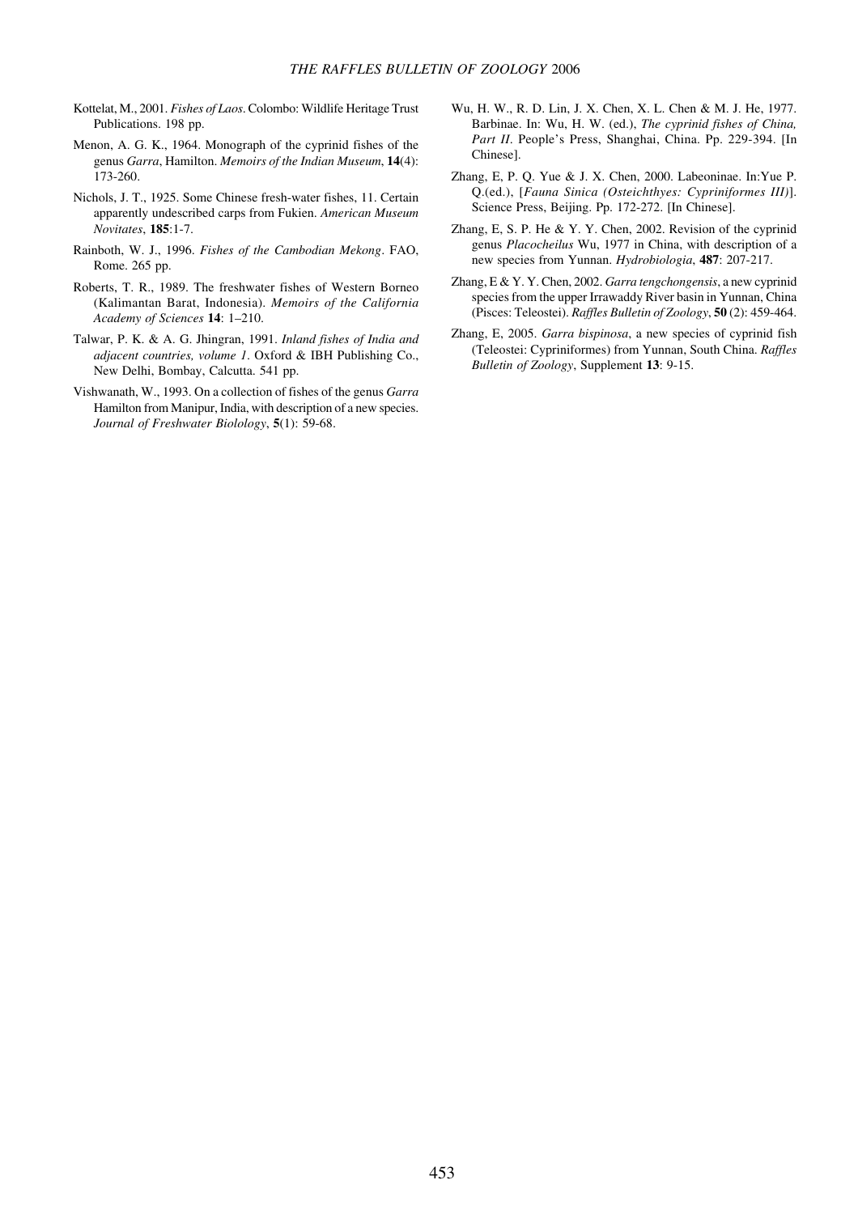Kottelat, M., 2001. *Fishes of Laos*. Colombo: Wildlife Heritage Trust Publications. 198 pp.

Menon, A. G. K., 1964. Monograph of the cyprinid fishes of the genus *Garra*, Hamilton. *Memoirs of the Indian Museum*, **14**(4): 173-260.

Nichols, J. T., 1925. Some Chinese fresh-water fishes, 11. Certain apparently undescribed carps from Fukien. *American Museum Novitates*, **185**:1-7.

Rainboth, W. J., 1996. *Fishes of the Cambodian Mekong*. FAO, Rome. 265 pp.

Roberts, T. R., 1989. The freshwater fishes of Western Borneo (Kalimantan Barat, Indonesia). *Memoirs of the California Academy of Sciences* **14**: 1–210.

Talwar, P. K. & A. G. Jhingran, 1991. *Inland fishes of India and adjacent countries, volume 1*. Oxford & IBH Publishing Co., New Delhi, Bombay, Calcutta. 541 pp.

Vishwanath, W., 1993. On a collection of fishes of the genus *Garra* Hamilton from Manipur, India, with description of a new species. *Journal of Freshwater Biolology*, **5**(1): 59-68.

Wu, H. W., R. D. Lin, J. X. Chen, X. L. Chen & M. J. He, 1977. Barbinae. In: Wu, H. W. (ed.), *The cyprinid fishes of China, Part II*. People's Press, Shanghai, China. Pp. 229-394. [In Chinese].

Zhang, E, P. Q. Yue & J. X. Chen, 2000. Labeoninae. In:Yue P. Q.(ed.), [*Fauna Sinica (Osteichthyes: Cypriniformes III)*]. Science Press, Beijing. Pp. 172-272. [In Chinese].

Zhang, E, S. P. He & Y. Y. Chen, 2002. Revision of the cyprinid genus *Placocheilus* Wu, 1977 in China, with description of a new species from Yunnan. *Hydrobiologia*, **487**: 207-217.

Zhang, E & Y. Y. Chen, 2002. *Garra tengchongensis*, a new cyprinid species from the upper Irrawaddy River basin in Yunnan, China (Pisces: Teleostei). *Raffles Bulletin of Zoology*, **50** (2): 459-464.

Zhang, E, 2005. *Garra bispinosa*, a new species of cyprinid fish (Teleostei: Cypriniformes) from Yunnan, South China. *Raffles Bulletin of Zoology*, Supplement **13**: 9-15.